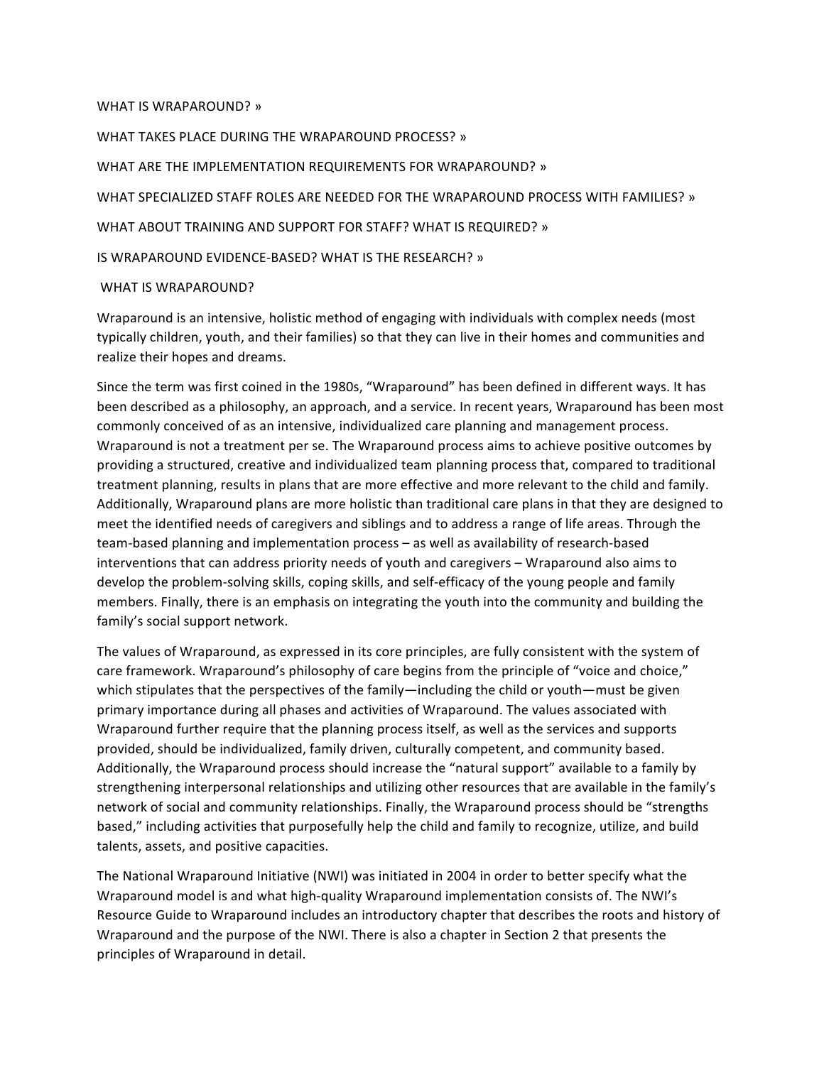WHAT IS WRAPAROUND? »

WHAT TAKES PLACE DURING THE WRAPAROUND PROCESS? »

WHAT ARE THE IMPLEMENTATION REQUIREMENTS FOR WRAPAROUND? »

WHAT SPECIALIZED STAFF ROLES ARE NEEDED FOR THE WRAPAROUND PROCESS WITH FAMILIES? »

WHAT ABOUT TRAINING AND SUPPORT FOR STAFF? WHAT IS REQUIRED? »

IS WRAPAROUND EVIDENCE-BASED? WHAT IS THE RESEARCH? »

## WHAT IS WRAPAROUND?

Wraparound is an intensive, holistic method of engaging with individuals with complex needs (most typically children, youth, and their families) so that they can live in their homes and communities and realize their hopes and dreams.

Since the term was first coined in the 1980s, "Wraparound" has been defined in different ways. It has been described as a philosophy, an approach, and a service. In recent years, Wraparound has been most commonly conceived of as an intensive, individualized care planning and management process. Wraparound is not a treatment per se. The Wraparound process aims to achieve positive outcomes by providing a structured, creative and individualized team planning process that, compared to traditional treatment planning, results in plans that are more effective and more relevant to the child and family. Additionally, Wraparound plans are more holistic than traditional care plans in that they are designed to meet the identified needs of caregivers and siblings and to address a range of life areas. Through the team-based planning and implementation process – as well as availability of research-based interventions that can address priority needs of youth and caregivers – Wraparound also aims to develop the problem-solving skills, coping skills, and self-efficacy of the young people and family members. Finally, there is an emphasis on integrating the youth into the community and building the family's social support network.

The values of Wraparound, as expressed in its core principles, are fully consistent with the system of care framework. Wraparound's philosophy of care begins from the principle of "voice and choice," which stipulates that the perspectives of the family—including the child or youth—must be given primary importance during all phases and activities of Wraparound. The values associated with Wraparound further require that the planning process itself, as well as the services and supports provided, should be individualized, family driven, culturally competent, and community based. Additionally, the Wraparound process should increase the "natural support" available to a family by strengthening interpersonal relationships and utilizing other resources that are available in the family's network of social and community relationships. Finally, the Wraparound process should be "strengths based," including activities that purposefully help the child and family to recognize, utilize, and build talents, assets, and positive capacities.

The National Wraparound Initiative (NWI) was initiated in 2004 in order to better specify what the Wraparound model is and what high-quality Wraparound implementation consists of. The NWI's Resource Guide to Wraparound includes an introductory chapter that describes the roots and history of Wraparound and the purpose of the NWI. There is also a chapter in Section 2 that presents the principles of Wraparound in detail.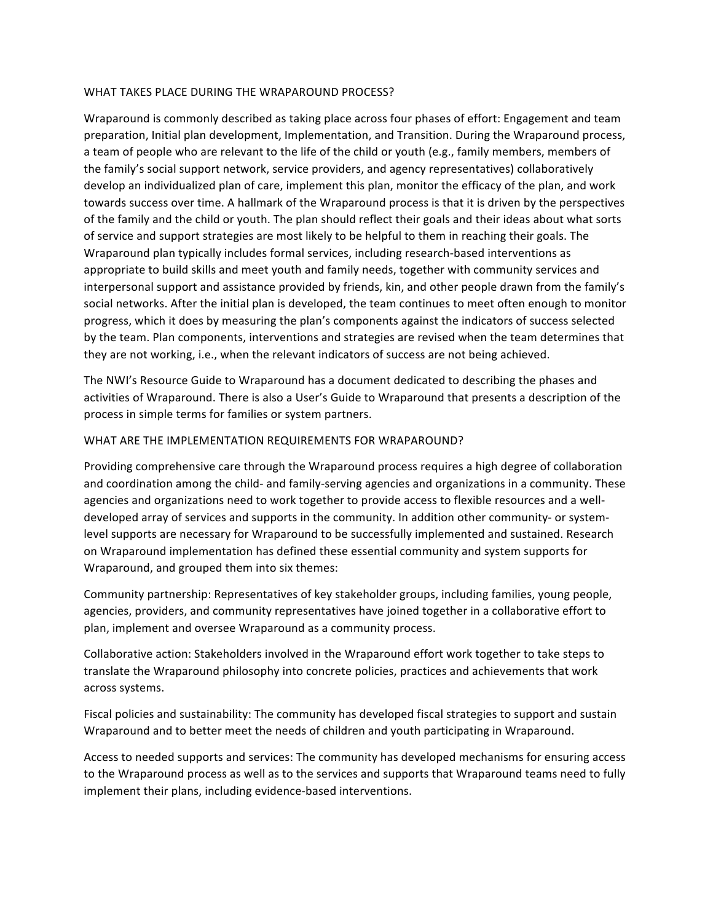## WHAT TAKES PLACE DURING THE WRAPAROUND PROCESS?

Wraparound is commonly described as taking place across four phases of effort: Engagement and team preparation, Initial plan development, Implementation, and Transition. During the Wraparound process, a team of people who are relevant to the life of the child or youth (e.g., family members, members of the family's social support network, service providers, and agency representatives) collaboratively develop an individualized plan of care, implement this plan, monitor the efficacy of the plan, and work towards success over time. A hallmark of the Wraparound process is that it is driven by the perspectives of the family and the child or youth. The plan should reflect their goals and their ideas about what sorts of service and support strategies are most likely to be helpful to them in reaching their goals. The Wraparound plan typically includes formal services, including research-based interventions as appropriate to build skills and meet youth and family needs, together with community services and interpersonal support and assistance provided by friends, kin, and other people drawn from the family's social networks. After the initial plan is developed, the team continues to meet often enough to monitor progress, which it does by measuring the plan's components against the indicators of success selected by the team. Plan components, interventions and strategies are revised when the team determines that they are not working, i.e., when the relevant indicators of success are not being achieved.

The NWI's Resource Guide to Wraparound has a document dedicated to describing the phases and activities of Wraparound. There is also a User's Guide to Wraparound that presents a description of the process in simple terms for families or system partners.

## WHAT ARE THE IMPLEMENTATION REQUIREMENTS FOR WRAPAROUND?

Providing comprehensive care through the Wraparound process requires a high degree of collaboration and coordination among the child- and family-serving agencies and organizations in a community. These agencies and organizations need to work together to provide access to flexible resources and a well-developed array of services and supports in the community. In addition other community- or system-level supports are necessary for Wraparound to be successfully implemented and sustained. Research on Wraparound implementation has defined these essential community and system supports for Wraparound, and grouped them into six themes:

Community partnership: Representatives of key stakeholder groups, including families, young people, agencies, providers, and community representatives have joined together in a collaborative effort to plan, implement and oversee Wraparound as a community process.

Collaborative action: Stakeholders involved in the Wraparound effort work together to take steps to translate the Wraparound philosophy into concrete policies, practices and achievements that work across systems.

Fiscal policies and sustainability: The community has developed fiscal strategies to support and sustain Wraparound and to better meet the needs of children and youth participating in Wraparound.

Access to needed supports and services: The community has developed mechanisms for ensuring access to the Wraparound process as well as to the services and supports that Wraparound teams need to fully implement their plans, including evidence-based interventions.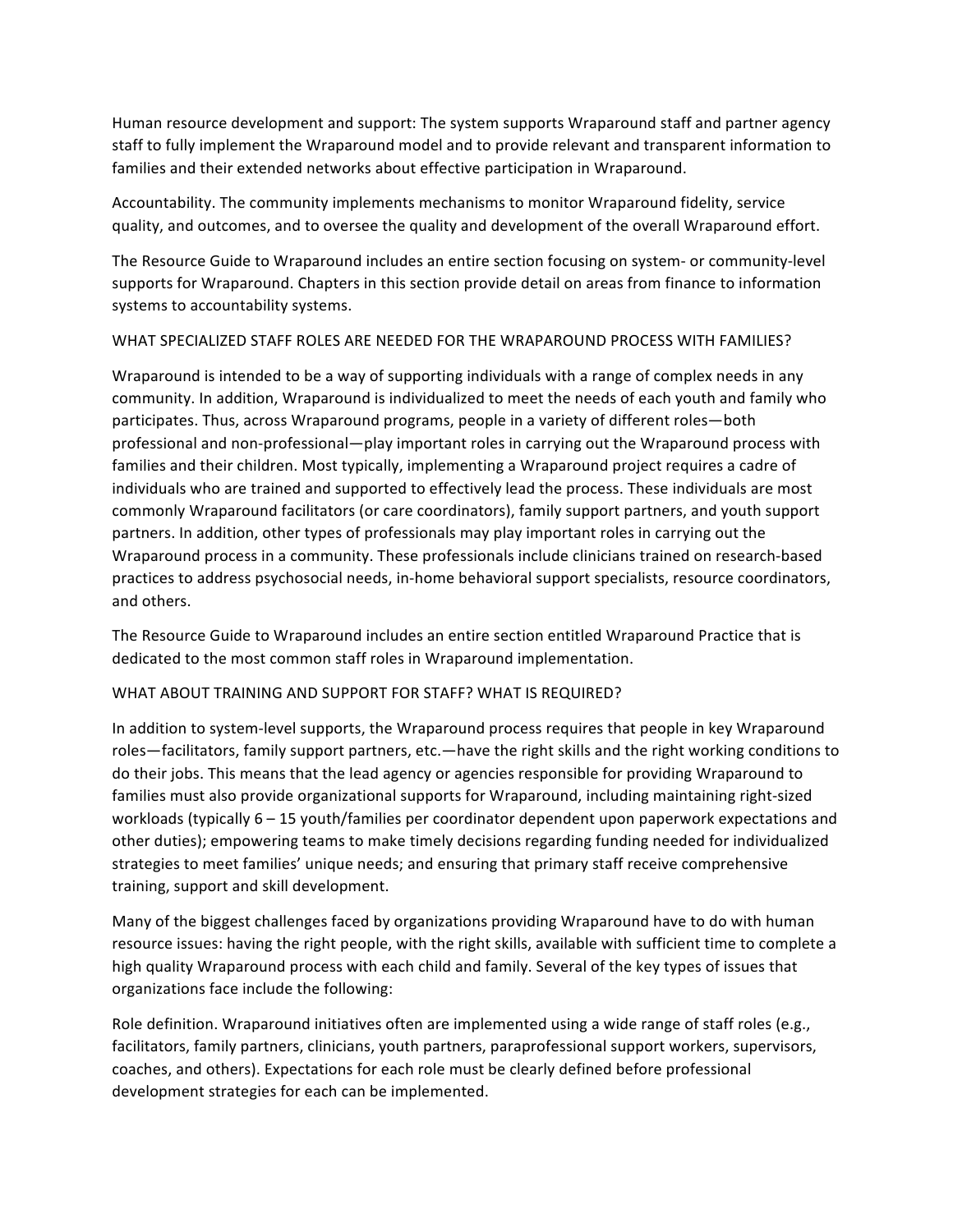Human resource development and support: The system supports Wraparound staff and partner agency staff to fully implement the Wraparound model and to provide relevant and transparent information to families and their extended networks about effective participation in Wraparound.

Accountability. The community implements mechanisms to monitor Wraparound fidelity, service quality, and outcomes, and to oversee the quality and development of the overall Wraparound effort.

The Resource Guide to Wraparound includes an entire section focusing on system- or community-level supports for Wraparound. Chapters in this section provide detail on areas from finance to information systems to accountability systems.

## WHAT SPECIALIZED STAFF ROLES ARE NEEDED FOR THE WRAPAROUND PROCESS WITH FAMILIES?

Wraparound is intended to be a way of supporting individuals with a range of complex needs in any community. In addition, Wraparound is individualized to meet the needs of each youth and family who participates. Thus, across Wraparound programs, people in a variety of different roles—both professional and non-professional—play important roles in carrying out the Wraparound process with families and their children. Most typically, implementing a Wraparound project requires a cadre of individuals who are trained and supported to effectively lead the process. These individuals are most commonly Wraparound facilitators (or care coordinators), family support partners, and youth support partners. In addition, other types of professionals may play important roles in carrying out the Wraparound process in a community. These professionals include clinicians trained on research-based practices to address psychosocial needs, in-home behavioral support specialists, resource coordinators, and others.

The Resource Guide to Wraparound includes an entire section entitled Wraparound Practice that is dedicated to the most common staff roles in Wraparound implementation.

## WHAT ABOUT TRAINING AND SUPPORT FOR STAFF? WHAT IS REQUIRED?

In addition to system-level supports, the Wraparound process requires that people in key Wraparound roles—facilitators, family support partners, etc.—have the right skills and the right working conditions to do their jobs. This means that the lead agency or agencies responsible for providing Wraparound to families must also provide organizational supports for Wraparound, including maintaining right-sized workloads (typically 6 – 15 youth/families per coordinator dependent upon paperwork expectations and other duties); empowering teams to make timely decisions regarding funding needed for individualized strategies to meet families' unique needs; and ensuring that primary staff receive comprehensive training, support and skill development.

Many of the biggest challenges faced by organizations providing Wraparound have to do with human resource issues: having the right people, with the right skills, available with sufficient time to complete a high quality Wraparound process with each child and family. Several of the key types of issues that organizations face include the following:

Role definition. Wraparound initiatives often are implemented using a wide range of staff roles (e.g., facilitators, family partners, clinicians, youth partners, paraprofessional support workers, supervisors, coaches, and others). Expectations for each role must be clearly defined before professional development strategies for each can be implemented.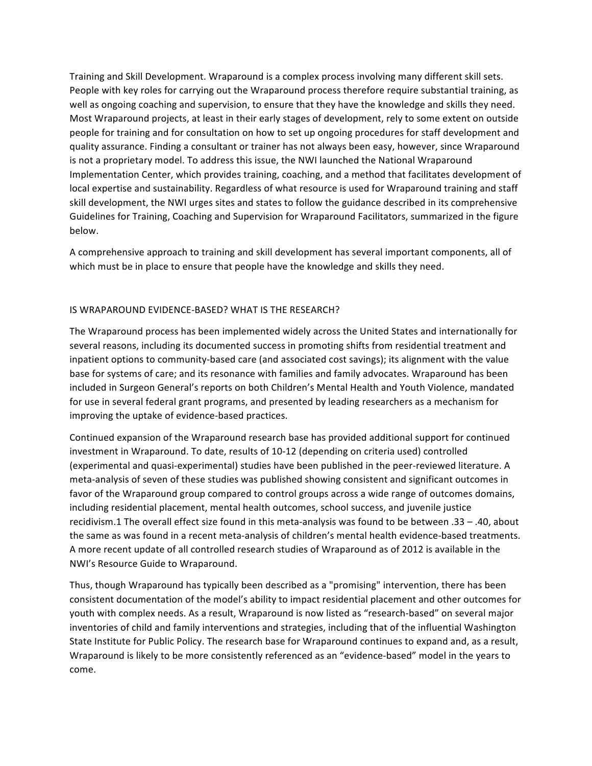Training and Skill Development. Wraparound is a complex process involving many different skill sets. People with key roles for carrying out the Wraparound process therefore require substantial training, as well as ongoing coaching and supervision, to ensure that they have the knowledge and skills they need. Most Wraparound projects, at least in their early stages of development, rely to some extent on outside people for training and for consultation on how to set up ongoing procedures for staff development and quality assurance. Finding a consultant or trainer has not always been easy, however, since Wraparound is not a proprietary model. To address this issue, the NWI launched the National Wraparound Implementation Center, which provides training, coaching, and a method that facilitates development of local expertise and sustainability. Regardless of what resource is used for Wraparound training and staff skill development, the NWI urges sites and states to follow the guidance described in its comprehensive Guidelines for Training, Coaching and Supervision for Wraparound Facilitators, summarized in the figure below.

A comprehensive approach to training and skill development has several important components, all of which must be in place to ensure that people have the knowledge and skills they need.

## IS WRAPAROUND EVIDENCE-BASED? WHAT IS THE RESEARCH?

The Wraparound process has been implemented widely across the United States and internationally for several reasons, including its documented success in promoting shifts from residential treatment and inpatient options to community-based care (and associated cost savings); its alignment with the value base for systems of care; and its resonance with families and family advocates. Wraparound has been included in Surgeon General's reports on both Children's Mental Health and Youth Violence, mandated for use in several federal grant programs, and presented by leading researchers as a mechanism for improving the uptake of evidence-based practices.

Continued expansion of the Wraparound research base has provided additional support for continued investment in Wraparound. To date, results of 10-12 (depending on criteria used) controlled (experimental and quasi-experimental) studies have been published in the peer-reviewed literature. A meta-analysis of seven of these studies was published showing consistent and significant outcomes in favor of the Wraparound group compared to control groups across a wide range of outcomes domains, including residential placement, mental health outcomes, school success, and juvenile justice recidivism.[1] The overall effect size found in this meta-analysis was found to be between .33 – .40, about the same as was found in a recent meta-analysis of children's mental health evidence-based treatments. A more recent update of all controlled research studies of Wraparound as of 2012 is available in the NWI's Resource Guide to Wraparound.

Thus, though Wraparound has typically been described as a "promising" intervention, there has been consistent documentation of the model's ability to impact residential placement and other outcomes for youth with complex needs. As a result, Wraparound is now listed as "research-based" on several major inventories of child and family interventions and strategies, including that of the influential Washington State Institute for Public Policy. The research base for Wraparound continues to expand and, as a result, Wraparound is likely to be more consistently referenced as an "evidence-based" model in the years to come.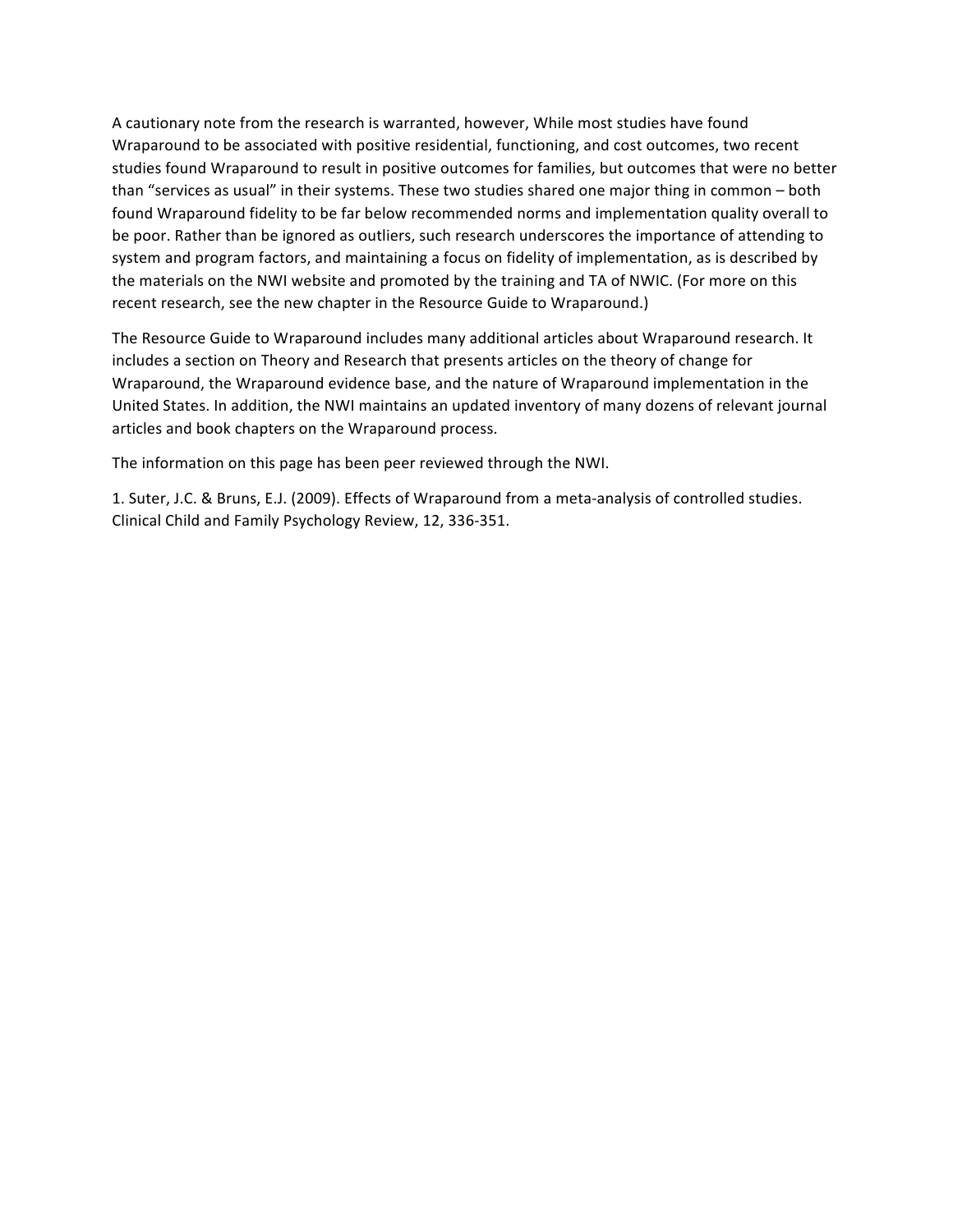A cautionary note from the research is warranted, however, While most studies have found Wraparound to be associated with positive residential, functioning, and cost outcomes, two recent studies found Wraparound to result in positive outcomes for families, but outcomes that were no better than "services as usual" in their systems. These two studies shared one major thing in common – both found Wraparound fidelity to be far below recommended norms and implementation quality overall to be poor. Rather than be ignored as outliers, such research underscores the importance of attending to system and program factors, and maintaining a focus on fidelity of implementation, as is described by the materials on the NWI website and promoted by the training and TA of NWIC. (For more on this recent research, see the new chapter in the Resource Guide to Wraparound.)

The Resource Guide to Wraparound includes many additional articles about Wraparound research. It includes a section on Theory and Research that presents articles on the theory of change for Wraparound, the Wraparound evidence base, and the nature of Wraparound implementation in the United States. In addition, the NWI maintains an updated inventory of many dozens of relevant journal articles and book chapters on the Wraparound process.

The information on this page has been peer reviewed through the NWI.

1. Suter, J.C. & Bruns, E.J. (2009). Effects of Wraparound from a meta-analysis of controlled studies. Clinical Child and Family Psychology Review, 12, 336-351.